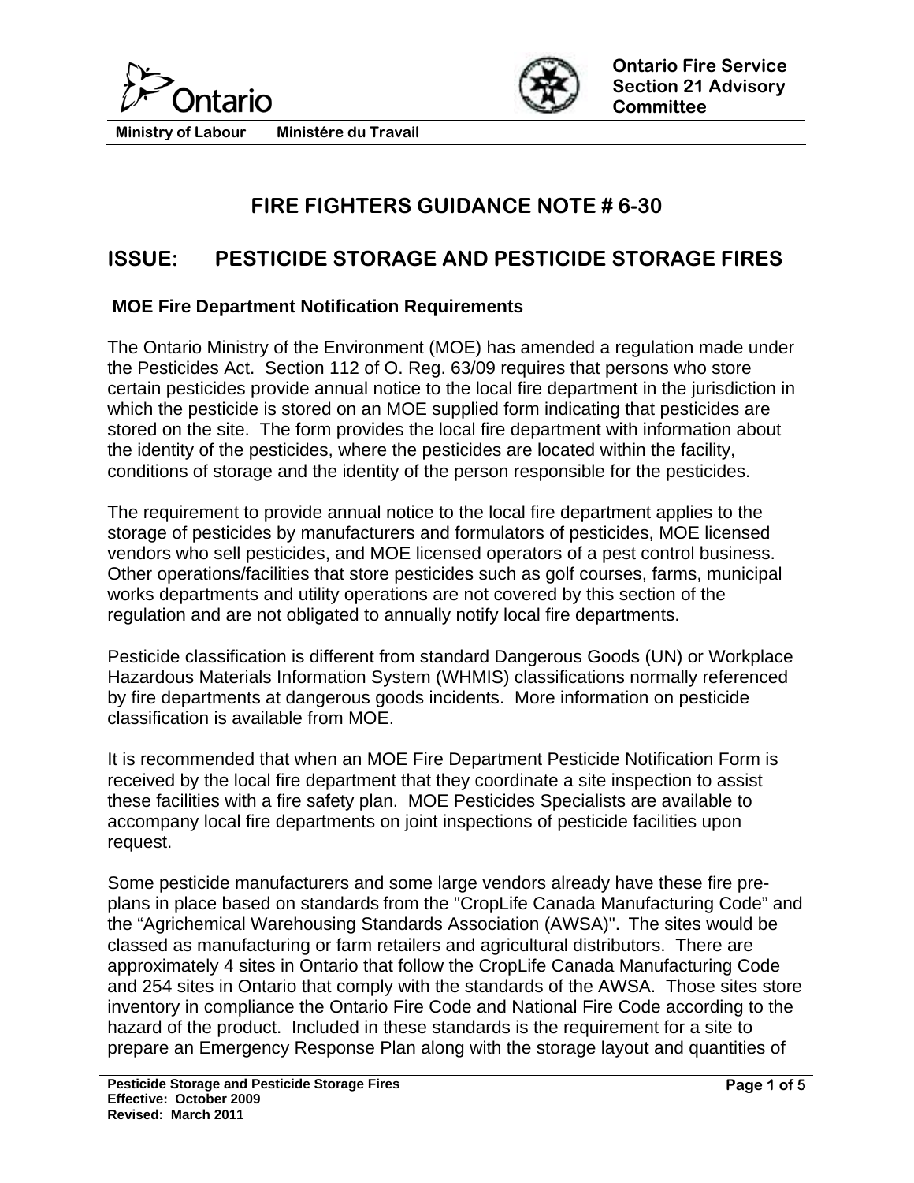Ontario

Ministry of Labour Ministére du Travail

Ontario Fire Service Section 21 Advisory Committee

# FIRE FIGHTERS GUIDANCE NOTE # 6-30

## ISSUE: PESTICIDE STORAGE AND PESTICIDE STORAGE FIRES

### MOE Fire Department Notification Requirements

The Ontario Ministry of the Environment (MOE) has amended a regulation made under the Pesticides Act. Section 112 of O. Reg. 63/09 requires that persons who store certain pesticides provide annual notice to the local fire department in the jurisdiction in which the pesticide is stored on an MOE supplied form indicating that pesticides are stored on the site. The form provides the local fire department with information about the identity of the pesticides, where the pesticides are located within the facility, conditions of storage and the identity of the person responsible for the pesticides.

The requirement to provide annual notice to the local fire department applies to the storage of pesticides by manufacturers and formulators of pesticides, MOE licensed vendors who sell pesticides, and MOE licensed operators of a pest control business. Other operations/facilities that store pesticides such as golf courses, farms, municipal works departments and utility operations are not covered by this section of the regulation and are not obligated to annually notify local fire departments.

Pesticide classification is different from standard Dangerous Goods (UN) or Workplace Hazardous Materials Information System (WHMIS) classifications normally referenced by fire departments at dangerous goods incidents. More information on pesticide classification is available from MOE.

It is recommended that when an MOE Fire Department Pesticide Notification Form is received by the local fire department that they coordinate a site inspection to assist these facilities with a fire safety plan. MOE Pesticides Specialists are available to accompany local fire departments on joint inspections of pesticide facilities upon request.

Some pesticide manufacturers and some large vendors already have these fire pre-plans in place based on standards from the "CropLife Canada Manufacturing Code" and the "Agrichemical Warehousing Standards Association (AWSA)". The sites would be classed as manufacturing or farm retailers and agricultural distributors. There are approximately 4 sites in Ontario that follow the CropLife Canada Manufacturing Code and 254 sites in Ontario that comply with the standards of the AWSA. Those sites store inventory in compliance the Ontario Fire Code and National Fire Code according to the hazard of the product. Included in these standards is the requirement for a site to prepare an Emergency Response Plan along with the storage layout and quantities of

Pesticide Storage and Pesticide Storage Fires
Effective: October 2009
Revised: March 2011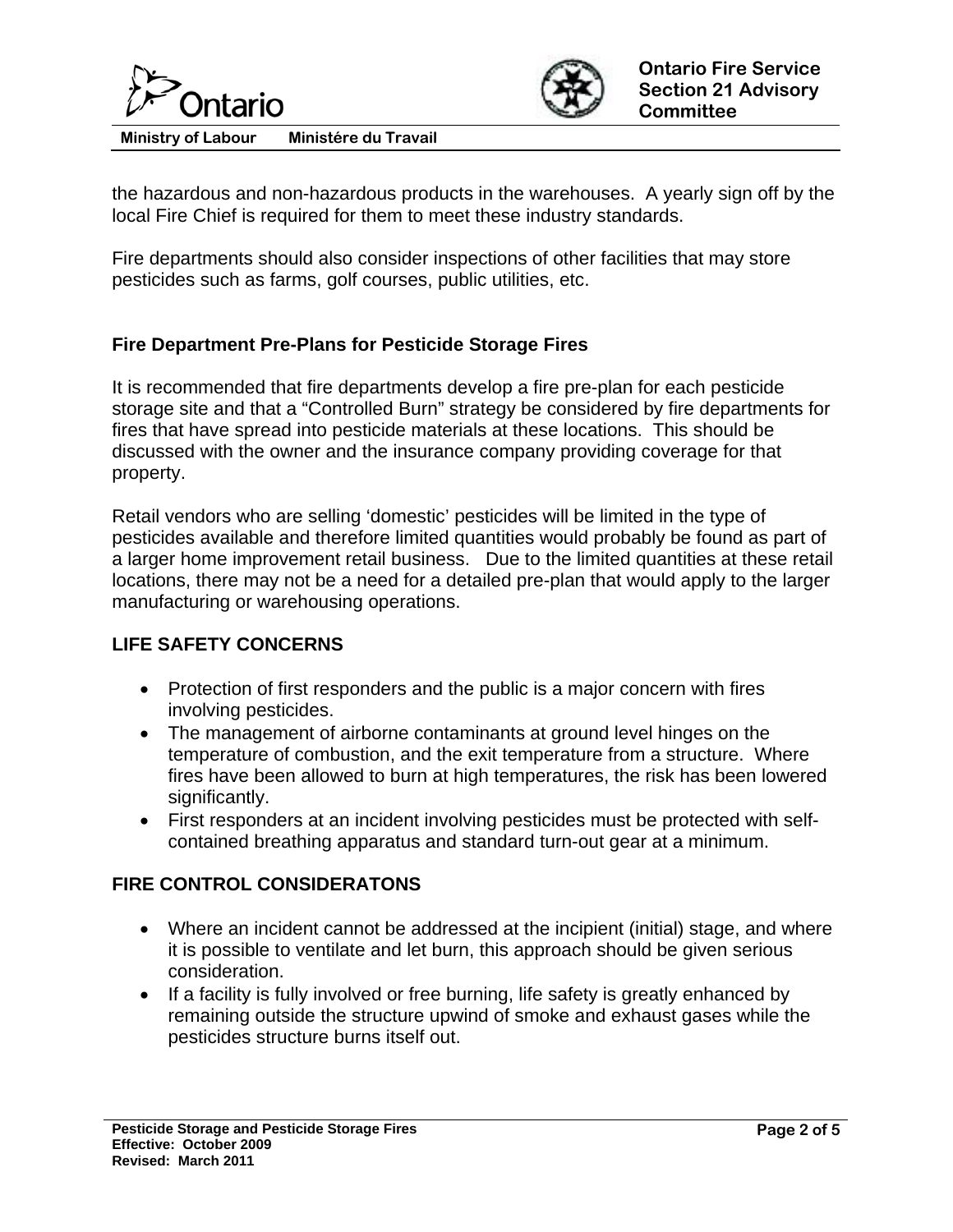the hazardous and non-hazardous products in the warehouses. A yearly sign off by the local Fire Chief is required for them to meet these industry standards.

Fire departments should also consider inspections of other facilities that may store pesticides such as farms, golf courses, public utilities, etc.

### Fire Department Pre-Plans for Pesticide Storage Fires

It is recommended that fire departments develop a fire pre-plan for each pesticide storage site and that a "Controlled Burn" strategy be considered by fire departments for fires that have spread into pesticide materials at these locations. This should be discussed with the owner and the insurance company providing coverage for that property.

Retail vendors who are selling 'domestic' pesticides will be limited in the type of pesticides available and therefore limited quantities would probably be found as part of a larger home improvement retail business. Due to the limited quantities at these retail locations, there may not be a need for a detailed pre-plan that would apply to the larger manufacturing or warehousing operations.

## LIFE SAFETY CONCERNS

- Protection of first responders and the public is a major concern with fires involving pesticides.
- The management of airborne contaminants at ground level hinges on the temperature of combustion, and the exit temperature from a structure. Where fires have been allowed to burn at high temperatures, the risk has been lowered significantly.
- First responders at an incident involving pesticides must be protected with self-contained breathing apparatus and standard turn-out gear at a minimum.

## FIRE CONTROL CONSIDERATONS

- Where an incident cannot be addressed at the incipient (initial) stage, and where it is possible to ventilate and let burn, this approach should be given serious consideration.
- If a facility is fully involved or free burning, life safety is greatly enhanced by remaining outside the structure upwind of smoke and exhaust gases while the pesticides structure burns itself out.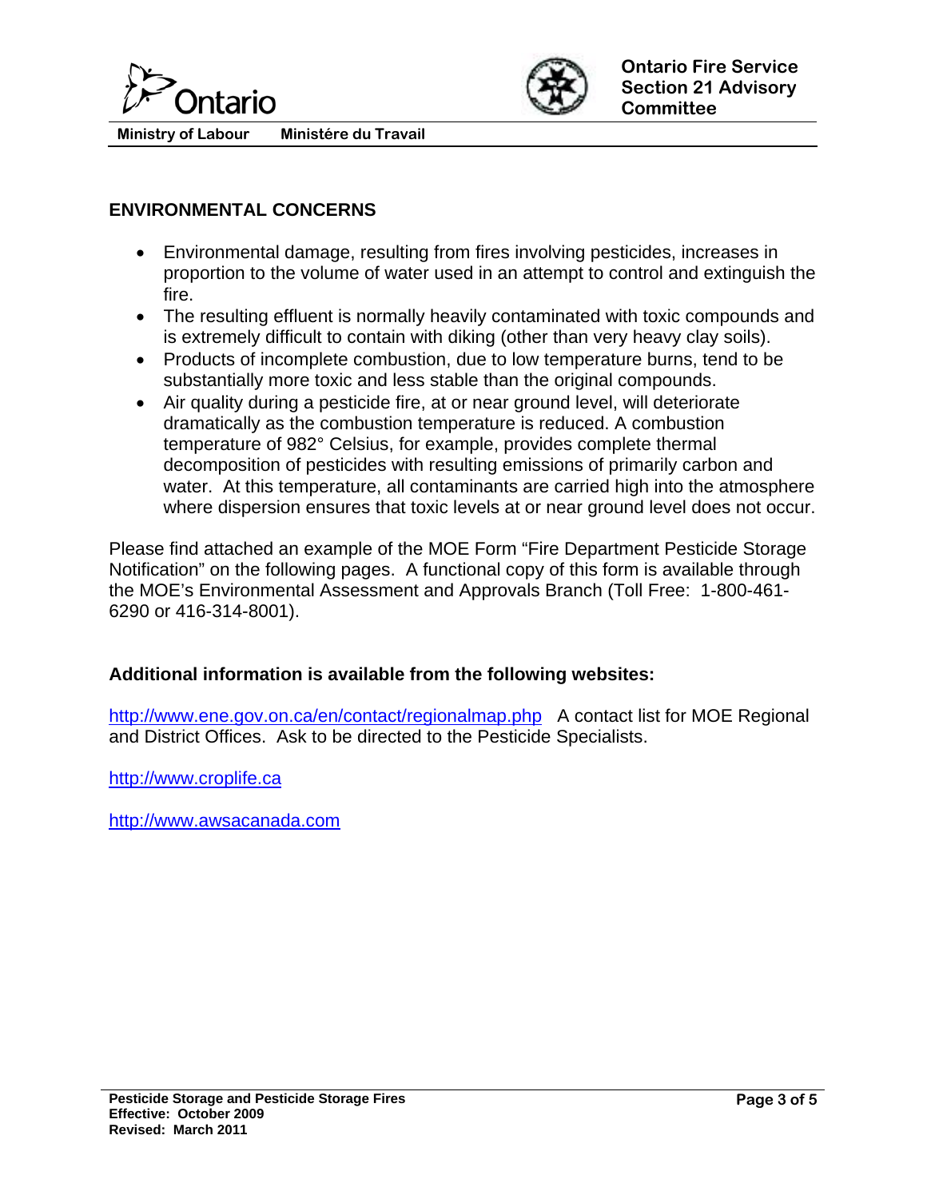## ENVIRONMENTAL CONCERNS

- Environmental damage, resulting from fires involving pesticides, increases in proportion to the volume of water used in an attempt to control and extinguish the fire.
- The resulting effluent is normally heavily contaminated with toxic compounds and is extremely difficult to contain with diking (other than very heavy clay soils).
- Products of incomplete combustion, due to low temperature burns, tend to be substantially more toxic and less stable than the original compounds.
- Air quality during a pesticide fire, at or near ground level, will deteriorate dramatically as the combustion temperature is reduced. A combustion temperature of 982° Celsius, for example, provides complete thermal decomposition of pesticides with resulting emissions of primarily carbon and water. At this temperature, all contaminants are carried high into the atmosphere where dispersion ensures that toxic levels at or near ground level does not occur.

Please find attached an example of the MOE Form "Fire Department Pesticide Storage Notification" on the following pages. A functional copy of this form is available through the MOE's Environmental Assessment and Approvals Branch (Toll Free: 1-800-461-6290 or 416-314-8001).

**Additional information is available from the following websites:**

http://www.ene.gov.on.ca/en/contact/regionalmap.php A contact list for MOE Regional and District Offices. Ask to be directed to the Pesticide Specialists.

http://www.croplife.ca

http://www.awsacanada.com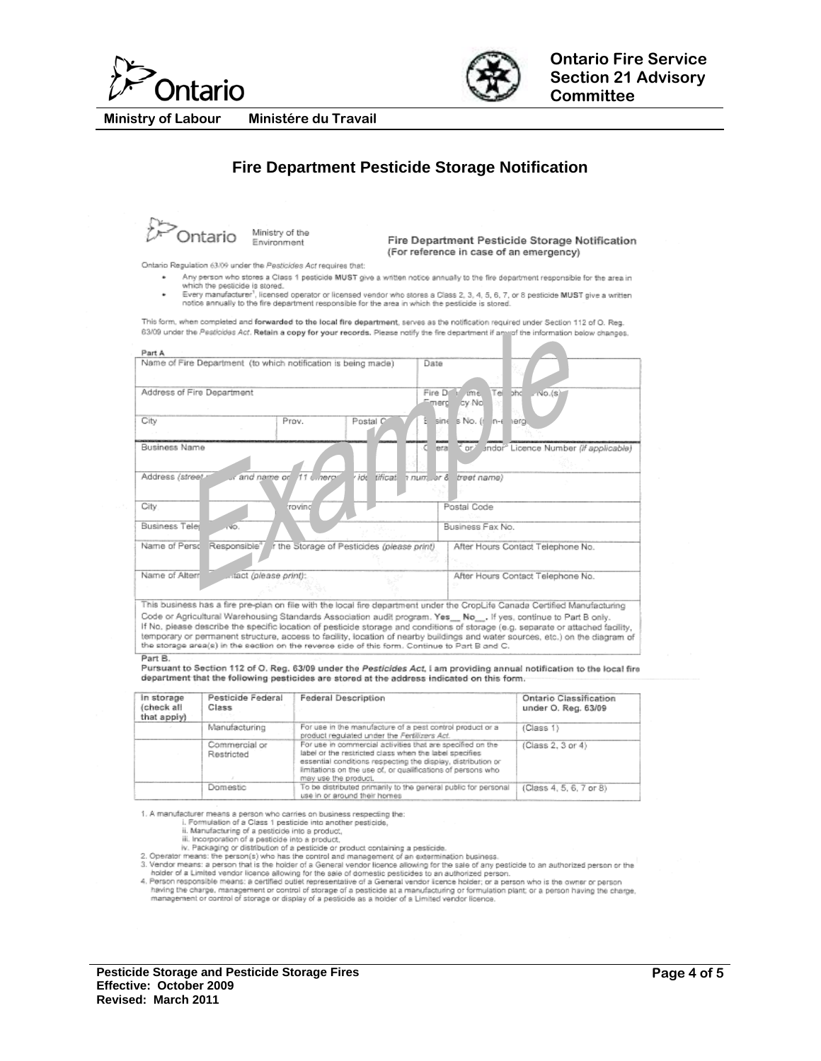Ontario

Ministry of Labour Ministére du Travail

Ontario Fire Service Section 21 Advisory Committee

# Fire Department Pesticide Storage Notification

Ontario Ministry of the Environment

## Fire Department Pesticide Storage Notification

(For reference in case of an emergency)

Ontario Regulation 63/09 under the *Pesticides Act* requires that:

- Any person who stores a Class 1 pesticide **MUST** give a written notice annually to the fire department responsible for the area in which the pesticide is stored.
- Every manufacturer[1], licensed operator or licensed vendor who stores a Class 2, 3, 4, 5, 6, 7, or 8 pesticide **MUST** give a written notice annually to the fire department responsible for the area in which the pesticide is stored.

This form, when completed and **forwarded to the local fire department**, serves as the notification required under Section 112 of O. Reg. 63/09 under the *Pesticides Act*. **Retain a copy for your records.** Please notify the fire department if any of the information below changes.

Example

Part A

| Name of Fire Department (to which notification is being made) | | | Date |
|---|---|---|---|
| Address of Fire Department | | | Fire Department Telephone No.(s) Emergency No. |
| City | Prov. | Postal Code | Business No. (non-emergency) |
| Business Name | | | Operator[2] or Vendor[3] Licence Number *(if applicable)* |
| Address *(street number and name or 911 emergency identification number & street name)* | | | |
| City | Province | | Postal Code |
| Business Telephone No. | | | Business Fax No. |
| Name of Person Responsible[4] for the Storage of Pesticides *(please print)* | | | After Hours Contact Telephone No. |
| Name of Alternate Contact *(please print)*: | | | After Hours Contact Telephone No. |

This business has a fire pre-plan on file with the local fire department under the CropLife Canada Certified Manufacturing Code or Agricultural Warehousing Standards Association audit program. **Yes__ No__.** If yes, continue to Part B only.
If No, please describe the specific location of pesticide storage and conditions of storage (e.g. separate or attached facility, temporary or permanent structure, access to facility, location of nearby buildings and water sources, etc.) on the diagram of the storage area(s) in the section on the reverse side of this form. Continue to Part B and C.

Part B.

**Pursuant to Section 112 of O. Reg. 63/09 under the *Pesticides Act*, I am providing annual notification to the local fire department that the following pesticides are stored at the address indicated on this form.**

| In storage (check all that apply) | Pesticide Federal Class | Federal Description | Ontario Classification under O. Reg. 63/09 |
|---|---|---|---|
| | Manufacturing | For use in the manufacture of a pest control product or a product regulated under the *Fertilizers Act*. | (Class 1) |
| | Commercial or Restricted | For use in commercial activities that are specified on the label or the restricted class when the label specifies essential conditions respecting the display, distribution or limitations on the use of, or qualifications of persons who may use the product. | (Class 2, 3 or 4) |
| | Domestic | To be distributed primarily to the general public for personal use in or around their homes | (Class 4, 5, 6, 7 or 8) |

1. A manufacturer means a person who carries on business respecting the:
   i. Formulation of a Class 1 pesticide into another pesticide,
   ii. Manufacturing of a pesticide into a product,
   iii. Incorporation of a pesticide into a product,
   iv. Packaging or distribution of a pesticide or product containing a pesticide.
2. Operator means: the person(s) who has the control and management of an extermination business.
3. Vendor means: a person that is the holder of a General vendor licence allowing for the sale of any pesticide to an authorized person or the holder of a Limited vendor licence allowing for the sale of domestic pesticides to an authorized person.
4. Person responsible means: a certified outlet representative of a General vendor licence holder; or a person who is the owner or person having the charge, management or control of storage of a pesticide at a manufacturing or formulation plant; or a person having the charge, management or control of storage or display of a pesticide as a holder of a Limited vendor licence.

**Pesticide Storage and Pesticide Storage Fires**
**Effective: October 2009**
**Revised: March 2011**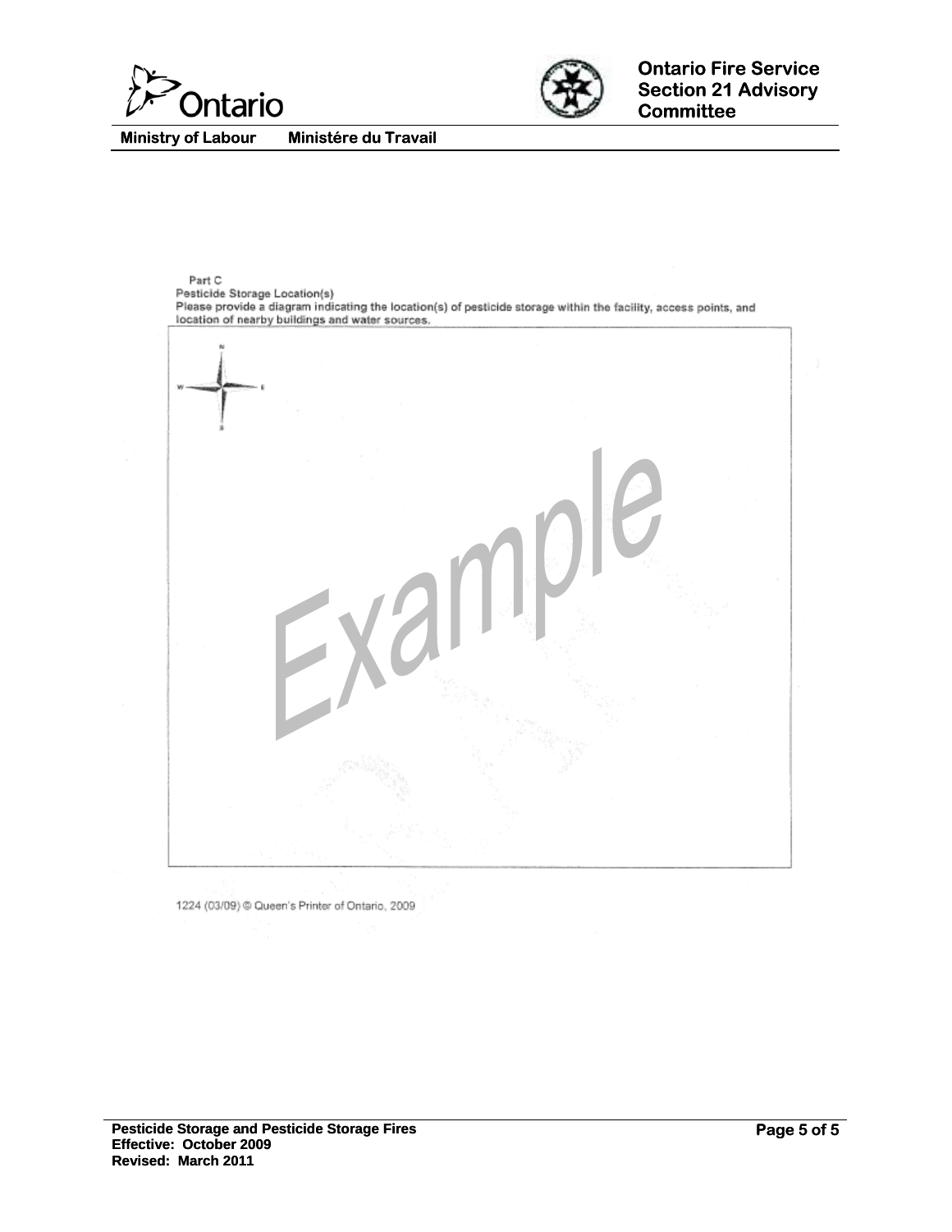Part C

Pesticide Storage Location(s)

Please provide a diagram indicating the location(s) of pesticide storage within the facility, access points, and location of nearby buildings and water sources.

N

W E

S

Example

1224 (03/09) © Queen's Printer of Ontario, 2009